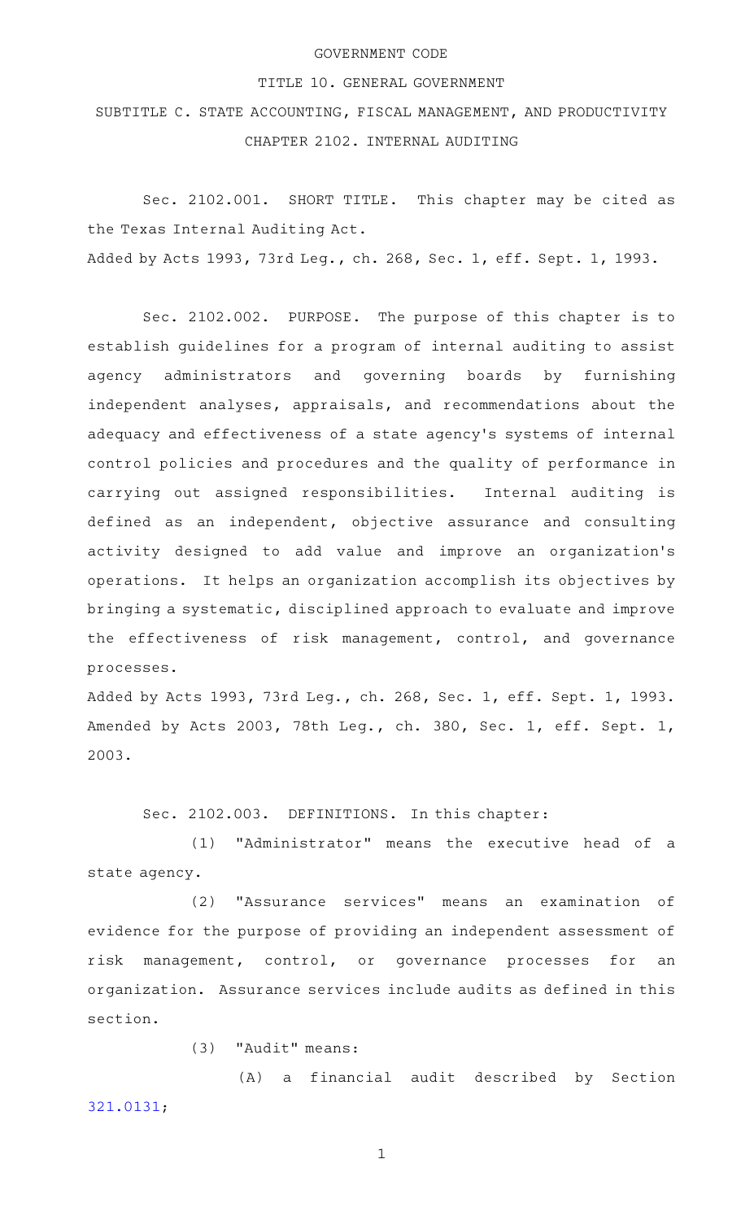GOVERNMENT CODE

TITLE 10. GENERAL GOVERNMENT

SUBTITLE C. STATE ACCOUNTING, FISCAL MANAGEMENT, AND PRODUCTIVITY

CHAPTER 2102. INTERNAL AUDITING

Sec. 2102.001. SHORT TITLE. This chapter may be cited as the Texas Internal Auditing Act.

Added by Acts 1993, 73rd Leg., ch. 268, Sec. 1, eff. Sept. 1, 1993.

Sec. 2102.002. PURPOSE. The purpose of this chapter is to establish guidelines for a program of internal auditing to assist agency administrators and governing boards by furnishing independent analyses, appraisals, and recommendations about the adequacy and effectiveness of a state agency's systems of internal control policies and procedures and the quality of performance in carrying out assigned responsibilities. Internal auditing is defined as an independent, objective assurance and consulting activity designed to add value and improve an organization's operations. It helps an organization accomplish its objectives by bringing a systematic, disciplined approach to evaluate and improve the effectiveness of risk management, control, and governance processes.

Added by Acts 1993, 73rd Leg., ch. 268, Sec. 1, eff. Sept. 1, 1993. Amended by Acts 2003, 78th Leg., ch. 380, Sec. 1, eff. Sept. 1, 2003.

Sec. 2102.003. DEFINITIONS. In this chapter:

(1) "Administrator" means the executive head of a state agency.

(2) "Assurance services" means an examination of evidence for the purpose of providing an independent assessment of risk management, control, or governance processes for an organization. Assurance services include audits as defined in this section.

(3) "Audit" means:

(A) a financial audit described by Section 321.0131;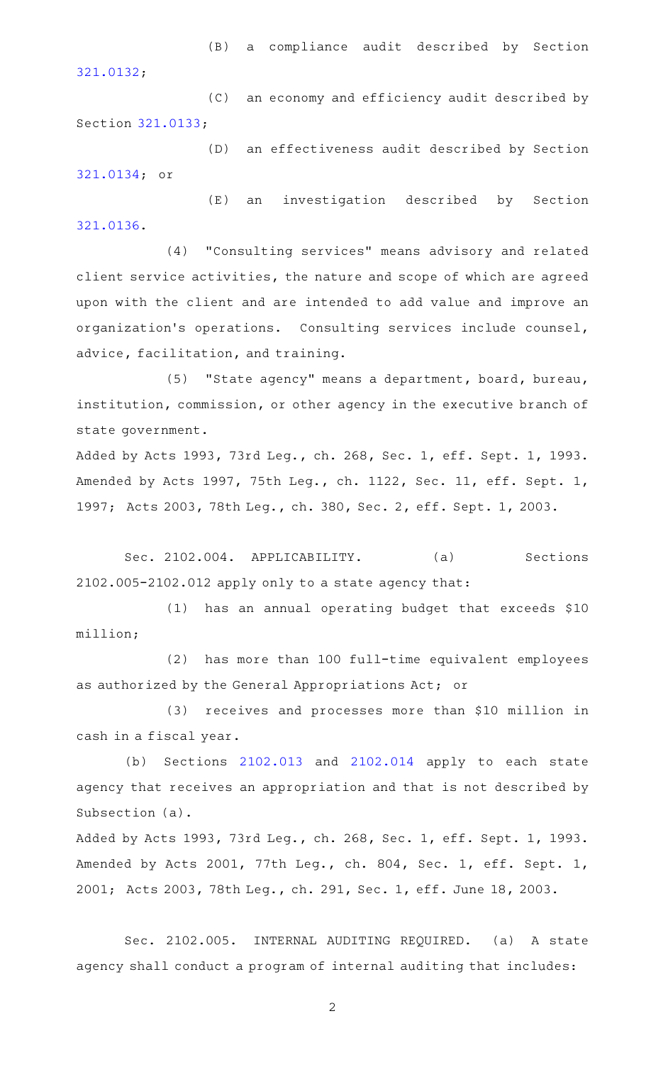(B) a compliance audit described by Section 321.0132;

(C) an economy and efficiency audit described by Section 321.0133;

(D) an effectiveness audit described by Section 321.0134; or

(E) an investigation described by Section 321.0136.

(4) "Consulting services" means advisory and related client service activities, the nature and scope of which are agreed upon with the client and are intended to add value and improve an organization's operations. Consulting services include counsel, advice, facilitation, and training.

(5) "State agency" means a department, board, bureau, institution, commission, or other agency in the executive branch of state government.

Added by Acts 1993, 73rd Leg., ch. 268, Sec. 1, eff. Sept. 1, 1993. Amended by Acts 1997, 75th Leg., ch. 1122, Sec. 11, eff. Sept. 1, 1997; Acts 2003, 78th Leg., ch. 380, Sec. 2, eff. Sept. 1, 2003.

Sec. 2102.004. APPLICABILITY. (a) Sections 2102.005-2102.012 apply only to a state agency that:

(1) has an annual operating budget that exceeds $10 million;

(2) has more than 100 full-time equivalent employees as authorized by the General Appropriations Act; or

(3) receives and processes more than $10 million in cash in a fiscal year.

(b) Sections 2102.013 and 2102.014 apply to each state agency that receives an appropriation and that is not described by Subsection (a).

Added by Acts 1993, 73rd Leg., ch. 268, Sec. 1, eff. Sept. 1, 1993. Amended by Acts 2001, 77th Leg., ch. 804, Sec. 1, eff. Sept. 1, 2001; Acts 2003, 78th Leg., ch. 291, Sec. 1, eff. June 18, 2003.

Sec. 2102.005. INTERNAL AUDITING REQUIRED. (a) A state agency shall conduct a program of internal auditing that includes: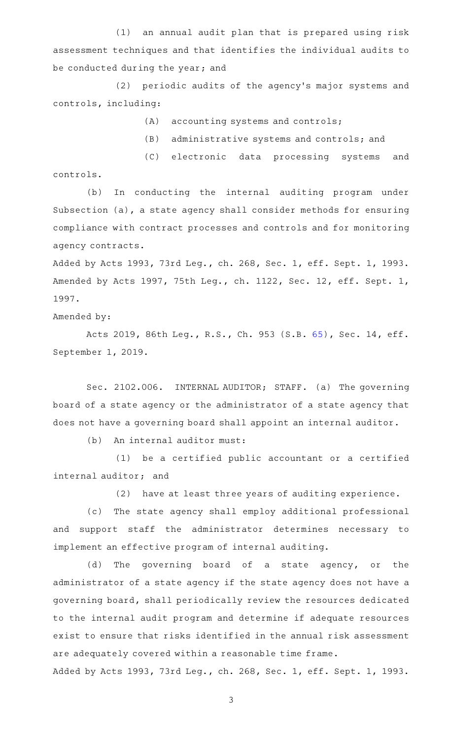(1) an annual audit plan that is prepared using risk assessment techniques and that identifies the individual audits to be conducted during the year; and

(2) periodic audits of the agency's major systems and controls, including:

(A) accounting systems and controls;

(B) administrative systems and controls; and

(C) electronic data processing systems and controls.

(b) In conducting the internal auditing program under Subsection (a), a state agency shall consider methods for ensuring compliance with contract processes and controls and for monitoring agency contracts.

Added by Acts 1993, 73rd Leg., ch. 268, Sec. 1, eff. Sept. 1, 1993. Amended by Acts 1997, 75th Leg., ch. 1122, Sec. 12, eff. Sept. 1, 1997.

Amended by:

Acts 2019, 86th Leg., R.S., Ch. 953 (S.B. 65), Sec. 14, eff. September 1, 2019.

Sec. 2102.006. INTERNAL AUDITOR; STAFF. (a) The governing board of a state agency or the administrator of a state agency that does not have a governing board shall appoint an internal auditor.

(b) An internal auditor must:

(1) be a certified public accountant or a certified internal auditor; and

(2) have at least three years of auditing experience.

(c) The state agency shall employ additional professional and support staff the administrator determines necessary to implement an effective program of internal auditing.

(d) The governing board of a state agency, or the administrator of a state agency if the state agency does not have a governing board, shall periodically review the resources dedicated to the internal audit program and determine if adequate resources exist to ensure that risks identified in the annual risk assessment are adequately covered within a reasonable time frame.

Added by Acts 1993, 73rd Leg., ch. 268, Sec. 1, eff. Sept. 1, 1993.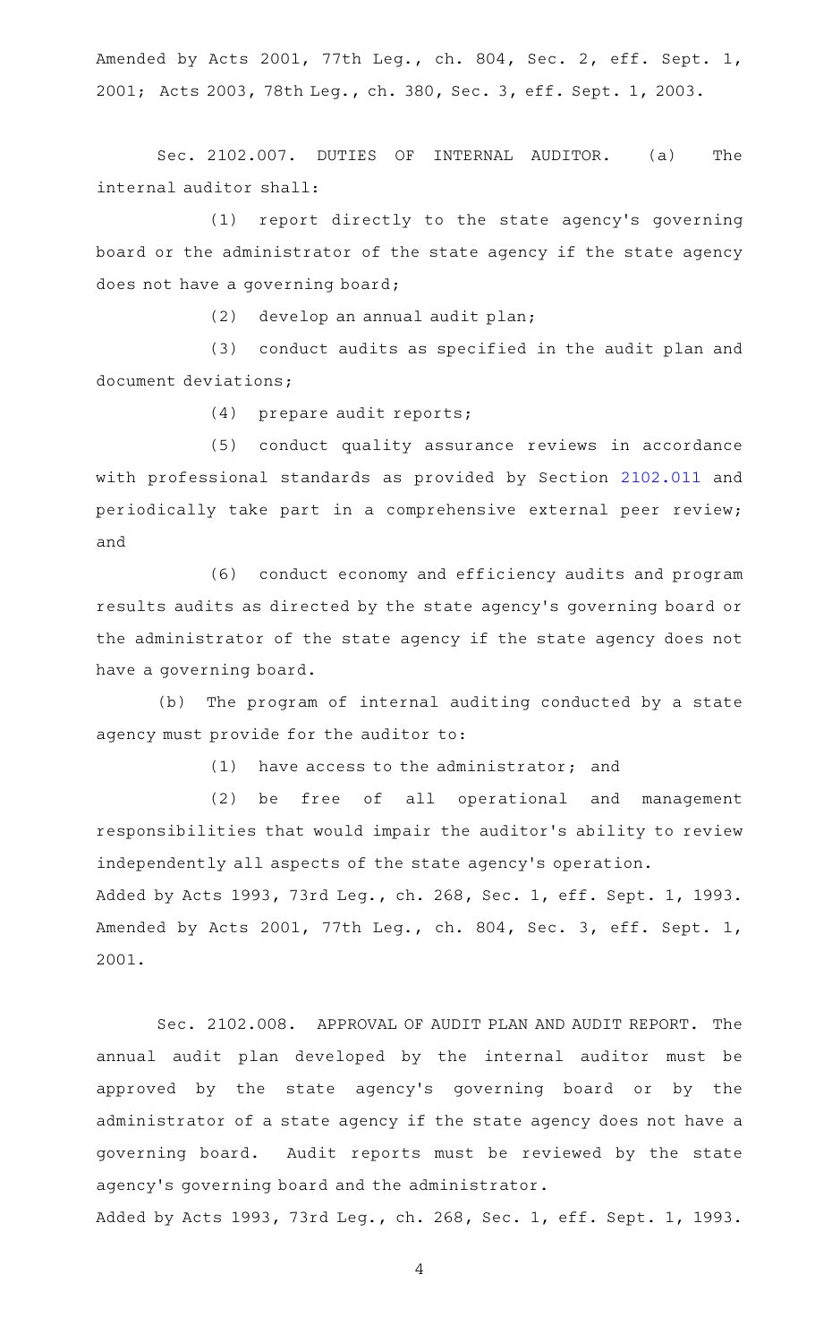Amended by Acts 2001, 77th Leg., ch. 804, Sec. 2, eff. Sept. 1, 2001; Acts 2003, 78th Leg., ch. 380, Sec. 3, eff. Sept. 1, 2003.

Sec. 2102.007. DUTIES OF INTERNAL AUDITOR. (a) The internal auditor shall:

(1) report directly to the state agency's governing board or the administrator of the state agency if the state agency does not have a governing board;

(2) develop an annual audit plan;

(3) conduct audits as specified in the audit plan and document deviations;

(4) prepare audit reports;

(5) conduct quality assurance reviews in accordance with professional standards as provided by Section 2102.011 and periodically take part in a comprehensive external peer review; and

(6) conduct economy and efficiency audits and program results audits as directed by the state agency's governing board or the administrator of the state agency if the state agency does not have a governing board.

(b) The program of internal auditing conducted by a state agency must provide for the auditor to:

(1) have access to the administrator; and

(2) be free of all operational and management responsibilities that would impair the auditor's ability to review independently all aspects of the state agency's operation.

Added by Acts 1993, 73rd Leg., ch. 268, Sec. 1, eff. Sept. 1, 1993. Amended by Acts 2001, 77th Leg., ch. 804, Sec. 3, eff. Sept. 1, 2001.

Sec. 2102.008. APPROVAL OF AUDIT PLAN AND AUDIT REPORT. The annual audit plan developed by the internal auditor must be approved by the state agency's governing board or by the administrator of a state agency if the state agency does not have a governing board. Audit reports must be reviewed by the state agency's governing board and the administrator.

Added by Acts 1993, 73rd Leg., ch. 268, Sec. 1, eff. Sept. 1, 1993.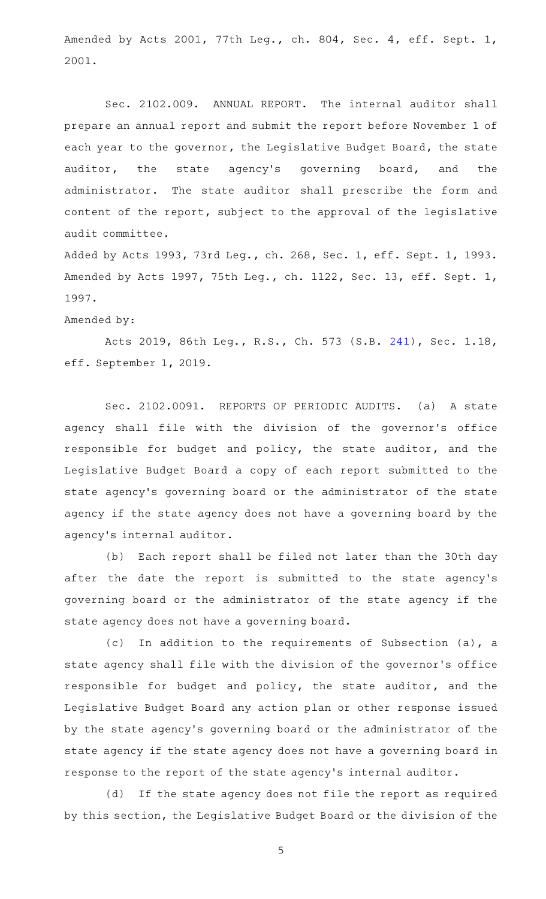Amended by Acts 2001, 77th Leg., ch. 804, Sec. 4, eff. Sept. 1, 2001.

Sec. 2102.009. ANNUAL REPORT. The internal auditor shall prepare an annual report and submit the report before November 1 of each year to the governor, the Legislative Budget Board, the state auditor, the state agency's governing board, and the administrator. The state auditor shall prescribe the form and content of the report, subject to the approval of the legislative audit committee.

Added by Acts 1993, 73rd Leg., ch. 268, Sec. 1, eff. Sept. 1, 1993. Amended by Acts 1997, 75th Leg., ch. 1122, Sec. 13, eff. Sept. 1, 1997.

Amended by:

Acts 2019, 86th Leg., R.S., Ch. 573 (S.B. 241), Sec. 1.18, eff. September 1, 2019.

Sec. 2102.0091. REPORTS OF PERIODIC AUDITS. (a) A state agency shall file with the division of the governor's office responsible for budget and policy, the state auditor, and the Legislative Budget Board a copy of each report submitted to the state agency's governing board or the administrator of the state agency if the state agency does not have a governing board by the agency's internal auditor.

(b) Each report shall be filed not later than the 30th day after the date the report is submitted to the state agency's governing board or the administrator of the state agency if the state agency does not have a governing board.

(c) In addition to the requirements of Subsection (a), a state agency shall file with the division of the governor's office responsible for budget and policy, the state auditor, and the Legislative Budget Board any action plan or other response issued by the state agency's governing board or the administrator of the state agency if the state agency does not have a governing board in response to the report of the state agency's internal auditor.

(d) If the state agency does not file the report as required by this section, the Legislative Budget Board or the division of the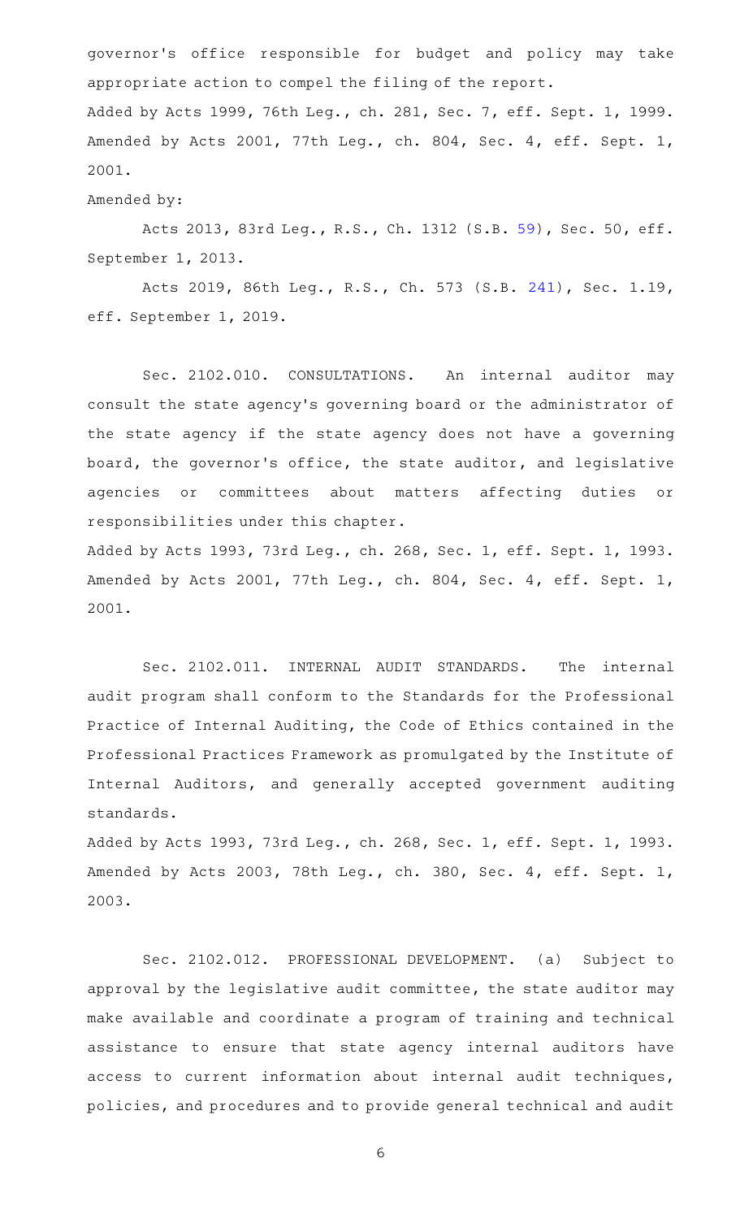governor's office responsible for budget and policy may take appropriate action to compel the filing of the report.

Added by Acts 1999, 76th Leg., ch. 281, Sec. 7, eff. Sept. 1, 1999. Amended by Acts 2001, 77th Leg., ch. 804, Sec. 4, eff. Sept. 1, 2001.

Amended by:

Acts 2013, 83rd Leg., R.S., Ch. 1312 (S.B. 59), Sec. 50, eff. September 1, 2013.

Acts 2019, 86th Leg., R.S., Ch. 573 (S.B. 241), Sec. 1.19, eff. September 1, 2019.

Sec. 2102.010. CONSULTATIONS. An internal auditor may consult the state agency's governing board or the administrator of the state agency if the state agency does not have a governing board, the governor's office, the state auditor, and legislative agencies or committees about matters affecting duties or responsibilities under this chapter.

Added by Acts 1993, 73rd Leg., ch. 268, Sec. 1, eff. Sept. 1, 1993. Amended by Acts 2001, 77th Leg., ch. 804, Sec. 4, eff. Sept. 1, 2001.

Sec. 2102.011. INTERNAL AUDIT STANDARDS. The internal audit program shall conform to the Standards for the Professional Practice of Internal Auditing, the Code of Ethics contained in the Professional Practices Framework as promulgated by the Institute of Internal Auditors, and generally accepted government auditing standards.

Added by Acts 1993, 73rd Leg., ch. 268, Sec. 1, eff. Sept. 1, 1993. Amended by Acts 2003, 78th Leg., ch. 380, Sec. 4, eff. Sept. 1, 2003.

Sec. 2102.012. PROFESSIONAL DEVELOPMENT. (a) Subject to approval by the legislative audit committee, the state auditor may make available and coordinate a program of training and technical assistance to ensure that state agency internal auditors have access to current information about internal audit techniques, policies, and procedures and to provide general technical and audit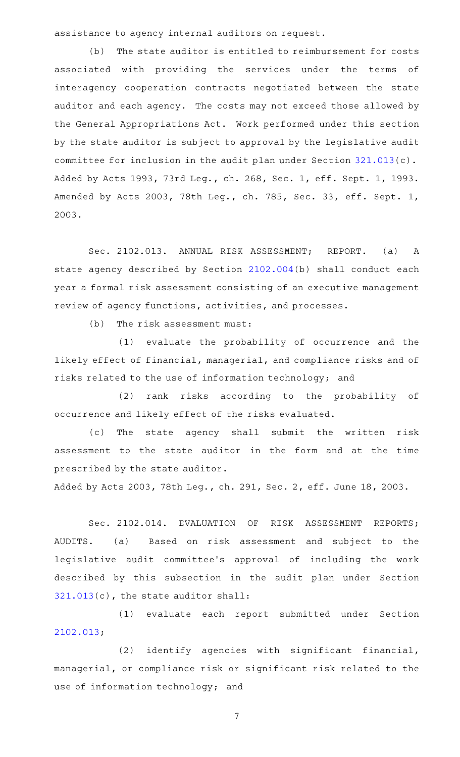assistance to agency internal auditors on request.

(b) The state auditor is entitled to reimbursement for costs associated with providing the services under the terms of interagency cooperation contracts negotiated between the state auditor and each agency. The costs may not exceed those allowed by the General Appropriations Act. Work performed under this section by the state auditor is subject to approval by the legislative audit committee for inclusion in the audit plan under Section 321.013(c).

Added by Acts 1993, 73rd Leg., ch. 268, Sec. 1, eff. Sept. 1, 1993. Amended by Acts 2003, 78th Leg., ch. 785, Sec. 33, eff. Sept. 1, 2003.

Sec. 2102.013. ANNUAL RISK ASSESSMENT; REPORT. (a) A state agency described by Section 2102.004(b) shall conduct each year a formal risk assessment consisting of an executive management review of agency functions, activities, and processes.

(b) The risk assessment must:

(1) evaluate the probability of occurrence and the likely effect of financial, managerial, and compliance risks and of risks related to the use of information technology; and

(2) rank risks according to the probability of occurrence and likely effect of the risks evaluated.

(c) The state agency shall submit the written risk assessment to the state auditor in the form and at the time prescribed by the state auditor.

Added by Acts 2003, 78th Leg., ch. 291, Sec. 2, eff. June 18, 2003.

Sec. 2102.014. EVALUATION OF RISK ASSESSMENT REPORTS; AUDITS. (a) Based on risk assessment and subject to the legislative audit committee's approval of including the work described by this subsection in the audit plan under Section 321.013(c), the state auditor shall:

(1) evaluate each report submitted under Section 2102.013;

(2) identify agencies with significant financial, managerial, or compliance risk or significant risk related to the use of information technology; and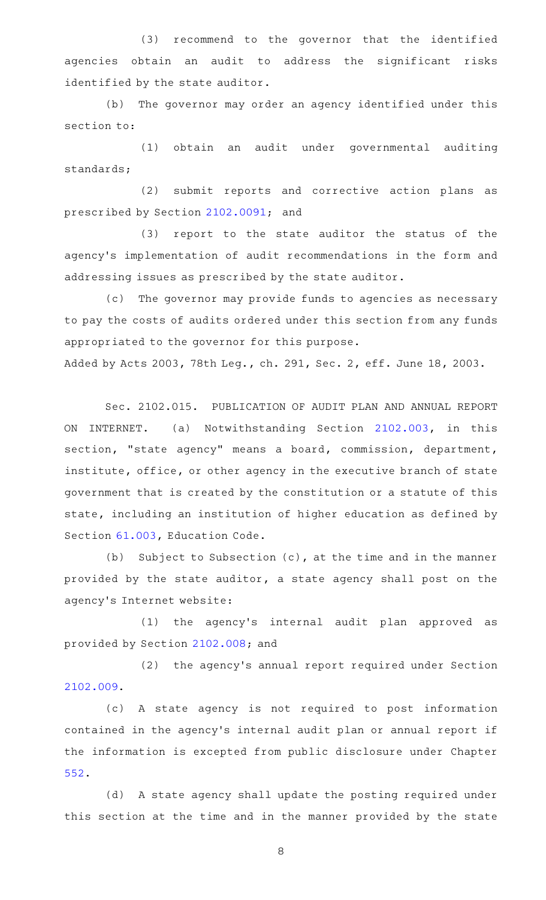(3) recommend to the governor that the identified agencies obtain an audit to address the significant risks identified by the state auditor.

(b) The governor may order an agency identified under this section to:

(1) obtain an audit under governmental auditing standards;

(2) submit reports and corrective action plans as prescribed by Section 2102.0091; and

(3) report to the state auditor the status of the agency's implementation of audit recommendations in the form and addressing issues as prescribed by the state auditor.

(c) The governor may provide funds to agencies as necessary to pay the costs of audits ordered under this section from any funds appropriated to the governor for this purpose.

Added by Acts 2003, 78th Leg., ch. 291, Sec. 2, eff. June 18, 2003.

Sec. 2102.015. PUBLICATION OF AUDIT PLAN AND ANNUAL REPORT ON INTERNET. (a) Notwithstanding Section 2102.003, in this section, "state agency" means a board, commission, department, institute, office, or other agency in the executive branch of state government that is created by the constitution or a statute of this state, including an institution of higher education as defined by Section 61.003, Education Code.

(b) Subject to Subsection (c), at the time and in the manner provided by the state auditor, a state agency shall post on the agency's Internet website:

(1) the agency's internal audit plan approved as provided by Section 2102.008; and

(2) the agency's annual report required under Section 2102.009.

(c) A state agency is not required to post information contained in the agency's internal audit plan or annual report if the information is excepted from public disclosure under Chapter 552.

(d) A state agency shall update the posting required under this section at the time and in the manner provided by the state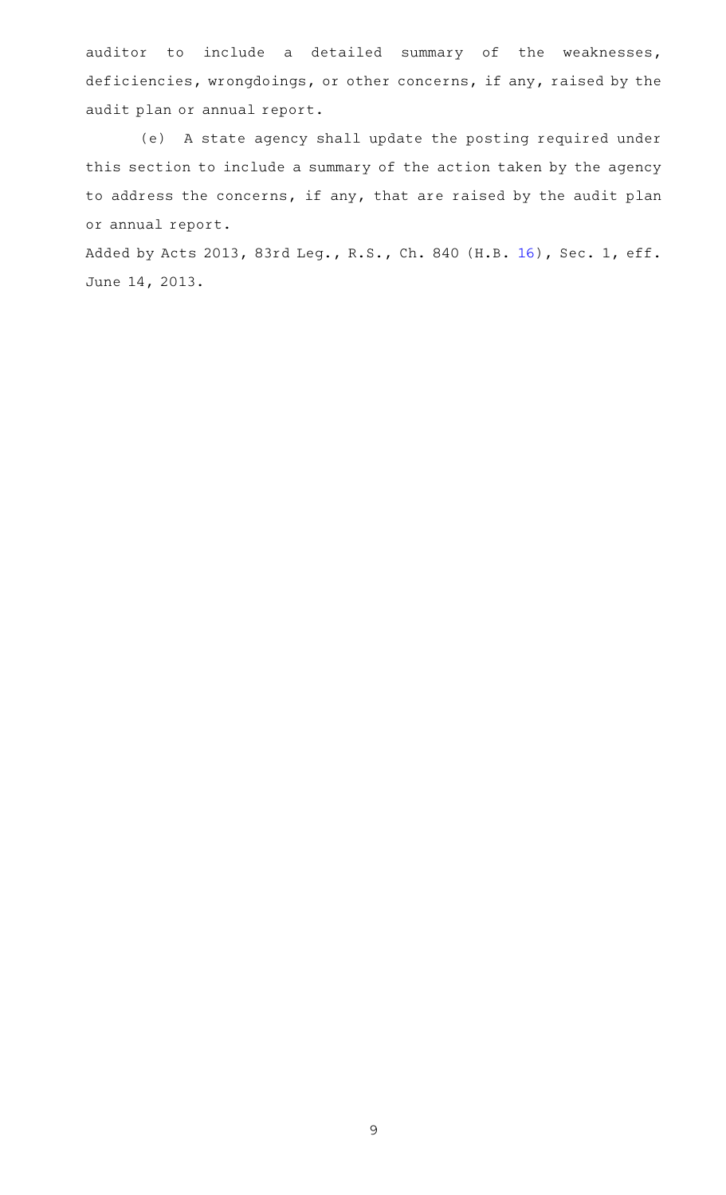auditor to include a detailed summary of the weaknesses, deficiencies, wrongdoings, or other concerns, if any, raised by the audit plan or annual report.

(e) A state agency shall update the posting required under this section to include a summary of the action taken by the agency to address the concerns, if any, that are raised by the audit plan or annual report.

Added by Acts 2013, 83rd Leg., R.S., Ch. 840 (H.B. 16), Sec. 1, eff. June 14, 2013.